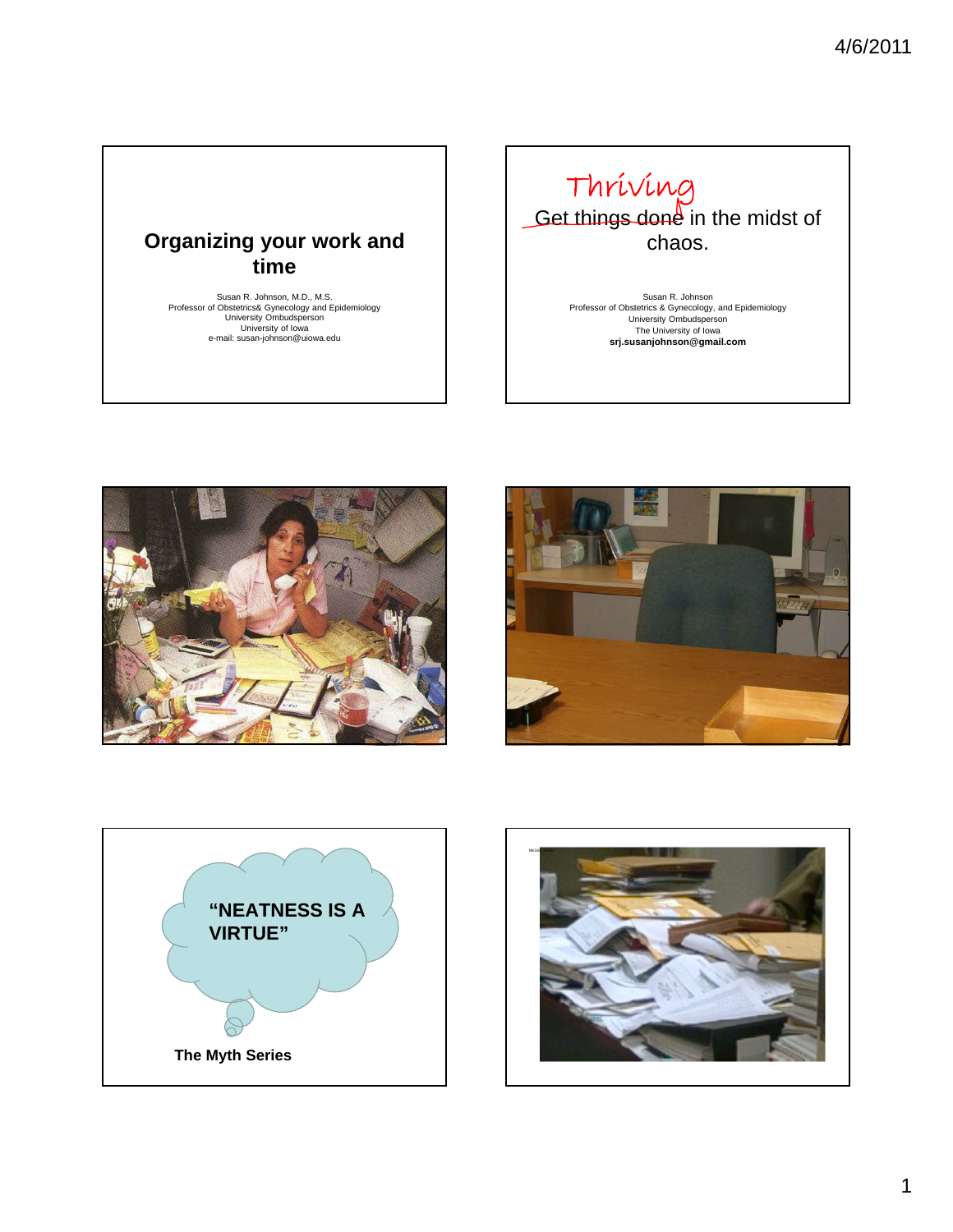## Organizing your work and time

Susan R. Johnson, M.D., M.S.
Professor of Obstetrics& Gynecology and Epidemiology
University Ombudsperson
University of Iowa
e-mail: susan-johnson@uiowa.edu

---

## Thriving

~~Get things done~~ in the midst of chaos.

Susan R. Johnson
Professor of Obstetrics & Gynecology, and Epidemiology
University Ombudsperson
The University of Iowa
**srj.susanjohnson@gmail.com**

---

**"NEATNESS IS A VIRTUE"**

**The Myth Series**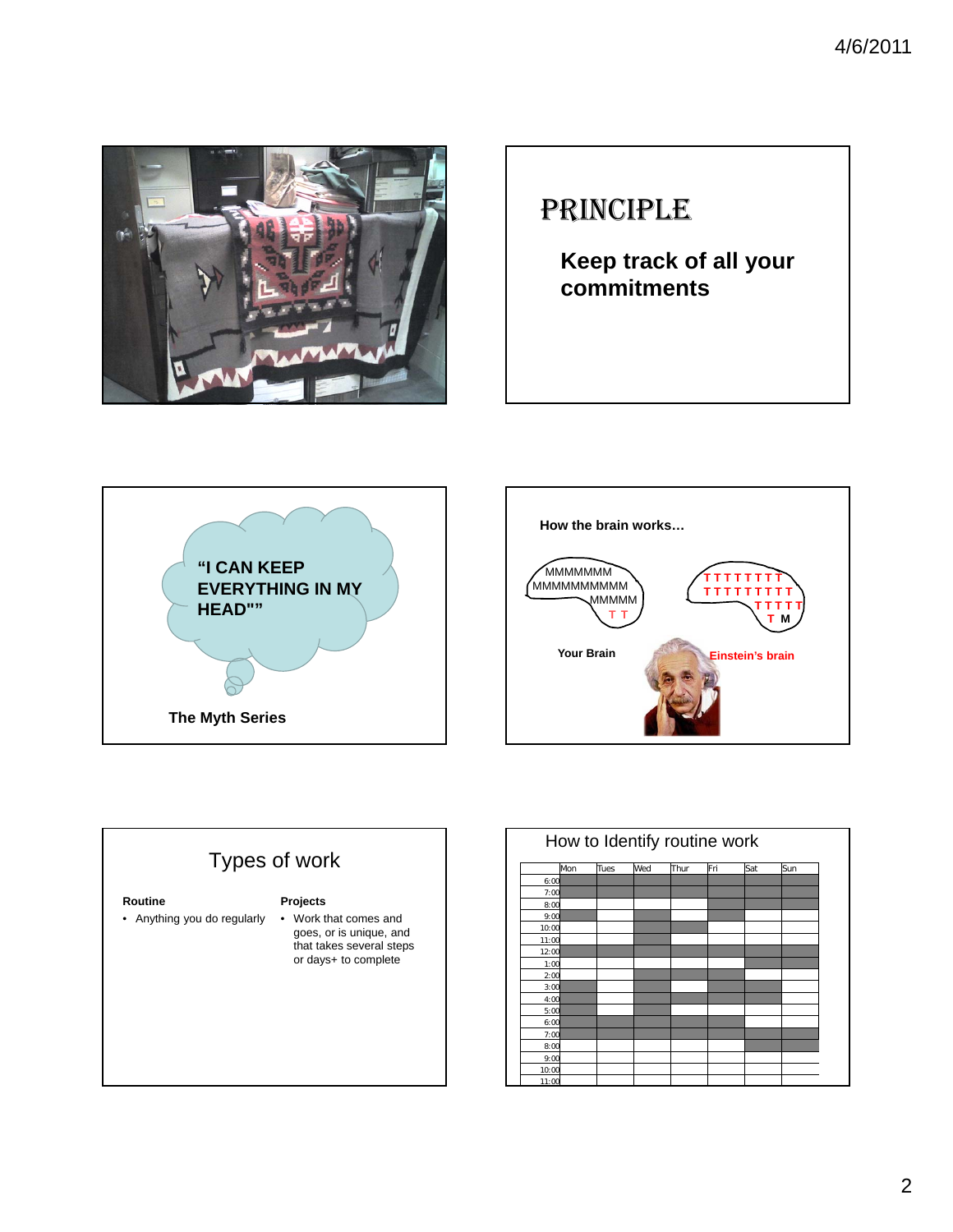## PRINCIPLE

**Keep track of all your commitments**

**"I CAN KEEP EVERYTHING IN MY HEAD""**

**The Myth Series**

**How the brain works…**

MMMMMMM
MMMMMMMMMM
MMMMM
T T

**Your Brain**

T T T T T T T T
T T T T T T T T T
T T T T T
T M

**Einstein's brain**

## Types of work

**Routine**

- Anything you do regularly

**Projects**

- Work that comes and goes, or is unique, and that takes several steps or days+ to complete

## How to Identify routine work

| | Mon | Tues | Wed | Thur | Fri | Sat | Sun |
|---|---|---|---|---|---|---|---|
| 6:00 | | | | | | | |
| 7:00 | | | | | | | |
| 8:00 | | | | | | | |
| 9:00 | | | | | | | |
| 10:00 | | | | | | | |
| 11:00 | | | | | | | |
| 12:00 | | | | | | | |
| 1:00 | | | | | | | |
| 2:00 | | | | | | | |
| 3:00 | | | | | | | |
| 4:00 | | | | | | | |
| 5:00 | | | | | | | |
| 6:00 | | | | | | | |
| 7:00 | | | | | | | |
| 8:00 | | | | | | | |
| 9:00 | | | | | | | |
| 10:00 | | | | | | | |
| 11:00 | | | | | | | |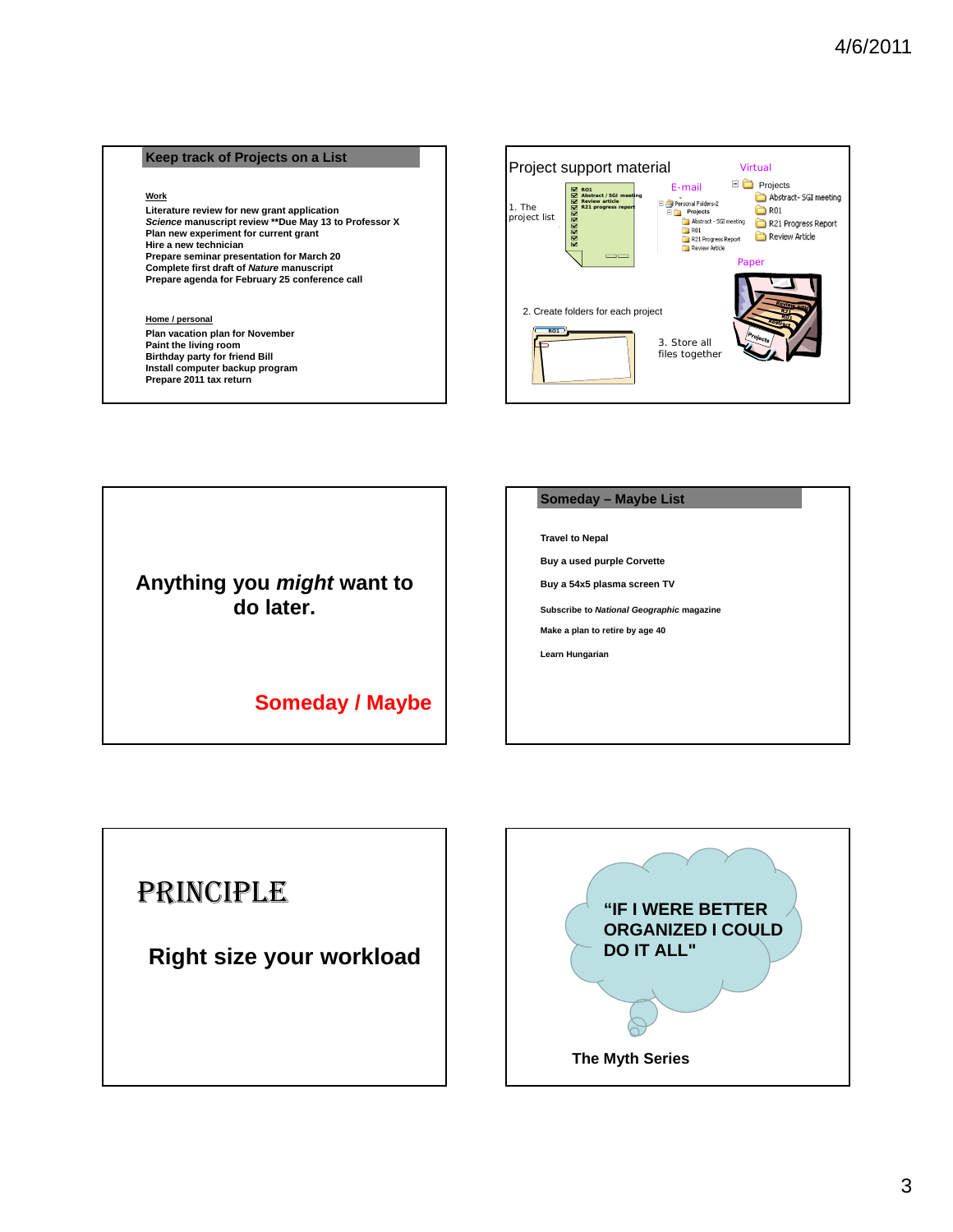## Keep track of Projects on a List

**Work**

**Literature review for new grant application**
***Science* manuscript review \*\*Due May 13 to Professor X**
**Plan new experiment for current grant**
**Hire a new technician**
**Prepare seminar presentation for March 20**
**Complete first draft of *Nature* manuscript**
**Prepare agenda for February 25 conference call**

**Home / personal**

**Plan vacation plan for November**
**Paint the living room**
**Birthday party for friend Bill**
**Install computer backup program**
**Prepare 2011 tax return**

---

## Project support material

Virtual

E-mail

1. The project list

Paper

2. Create folders for each project

3. Store all files together

---

**Anything you *might* want to do later.**

**Someday / Maybe**

---

## Someday – Maybe List

**Travel to Nepal**

**Buy a used purple Corvette**

**Buy a 54x5 plasma screen TV**

**Subscribe to *National Geographic* magazine**

**Make a plan to retire by age 40**

**Learn Hungarian**

---

# PRINCIPLE

**Right size your workload**

---

**"IF I WERE BETTER ORGANIZED I COULD DO IT ALL"**

**The Myth Series**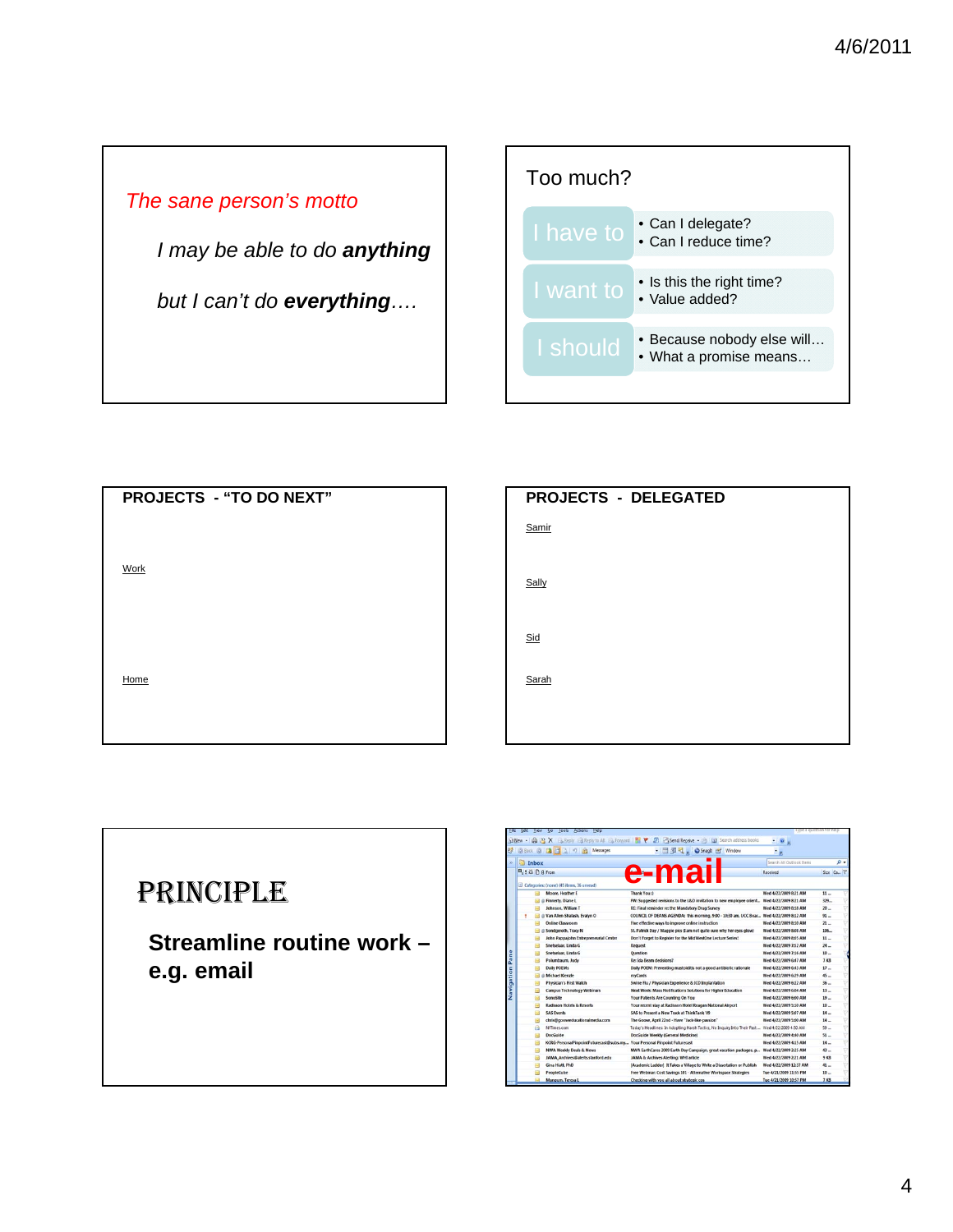*The sane person's motto*

*I may be able to do **anything***

*but I can't do **everything**….*

---

Too much?

| | |
|---|---|
| I have to | • Can I delegate?<br>• Can I reduce time? |
| I want to | • Is this the right time?<br>• Value added? |
| I should | • Because nobody else will…<br>• What a promise means… |

---

**PROJECTS - "TO DO NEXT"**

Work

Home

---

**PROJECTS - DELEGATED**

Samir

Sally

Sid

Sarah

---

# PRINCIPLE

**Streamline routine work – e.g. email**

---

e-mail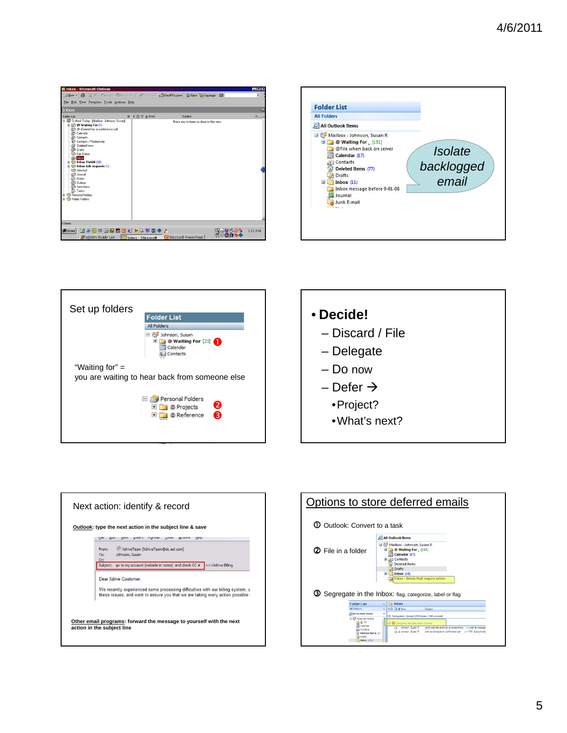Isolate backlogged email

Set up folders

"Waiting for" = you are waiting to hear back from someone else

- **Decide!**
  - Discard / File
  - Delegate
  - Do now
  - Defer →
    - Project?
    - What's next?

Next action: identify & record

**Outlook: type the next action in the subject line & save**

**Other email programs: forward the message to yourself with the next action in the subject line**

## Options to store deferred emails

① Outlook: Convert to a task

② File in a folder

③ Segregate in the Inbox: flag, categorize, label or flag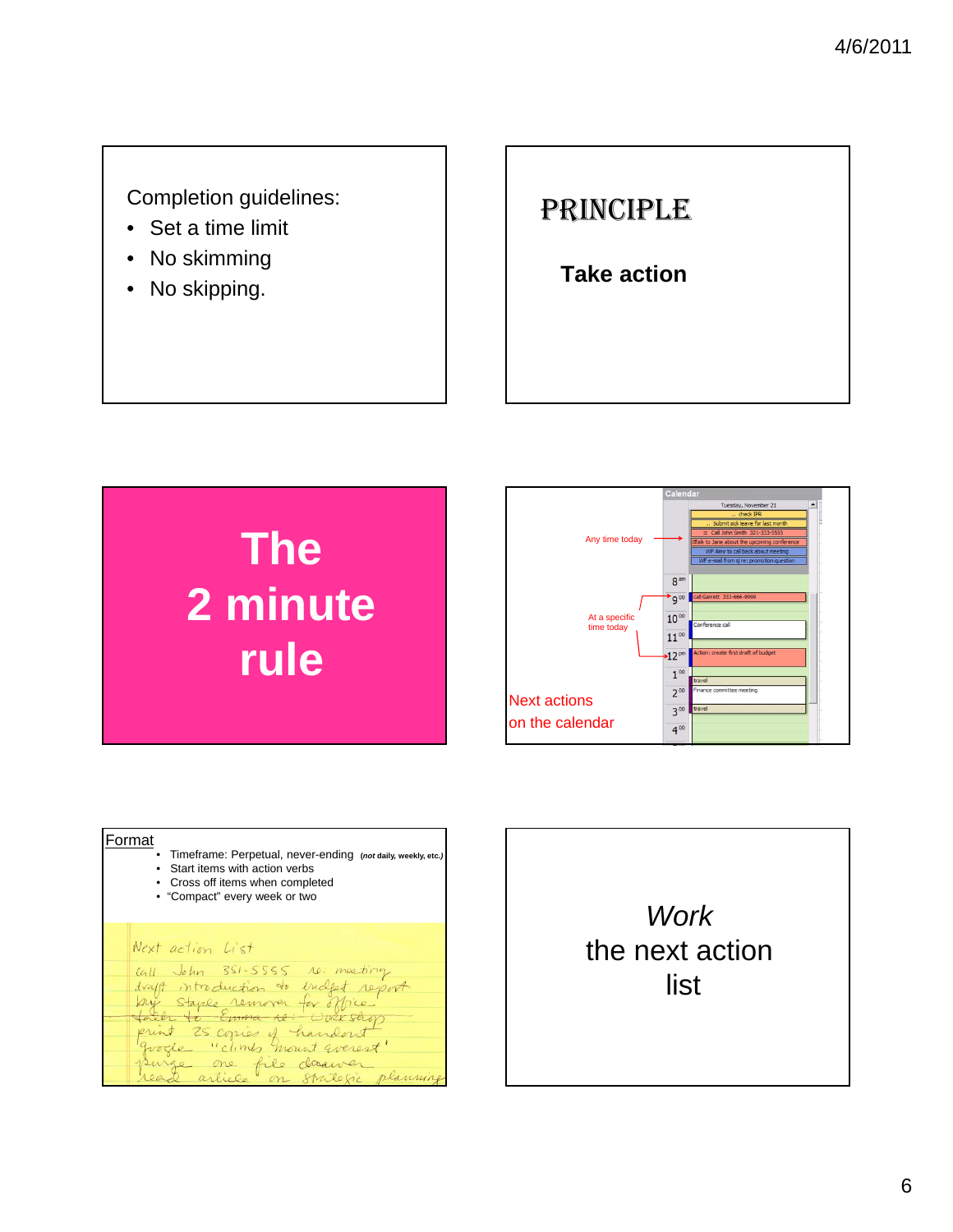Completion guidelines:

- Set a time limit
- No skimming
- No skipping.

---

## PRINCIPLE

**Take action**

---

# The 2 minute rule

---

Any time today

At a specific time today

Next actions on the calendar

Calendar

Tuesday, November 21

.. check IPR

.. Submit sick leave for last month

Call John Smith 321-333-5555

Talk to Jane about the upcoming conference

WF Amy to call back about meeting

WF e-mail from sj re: promotion question

8 am

9 00 Call Garrett 333-666-9999

10 00 Conference call

11 00

12 pm Action: create first draft of budget

1 00 travel

2 00 Finance committee meeting

3 00 travel

4 00

---

Format

- Timeframe: Perpetual, never-ending (*not* daily, weekly, etc.)
- Start items with action verbs
- Cross off items when completed
- "Compact" every week or two

Next action List

call John 351-5555 re: meeting

draft introduction to budget report

buy Staple remover for office

~~talk to Emma re: workshop~~

print 25 copies of handout

google "climb mount everest"

purge one file drawer

read article on strategic planning

---

*Work* the next action list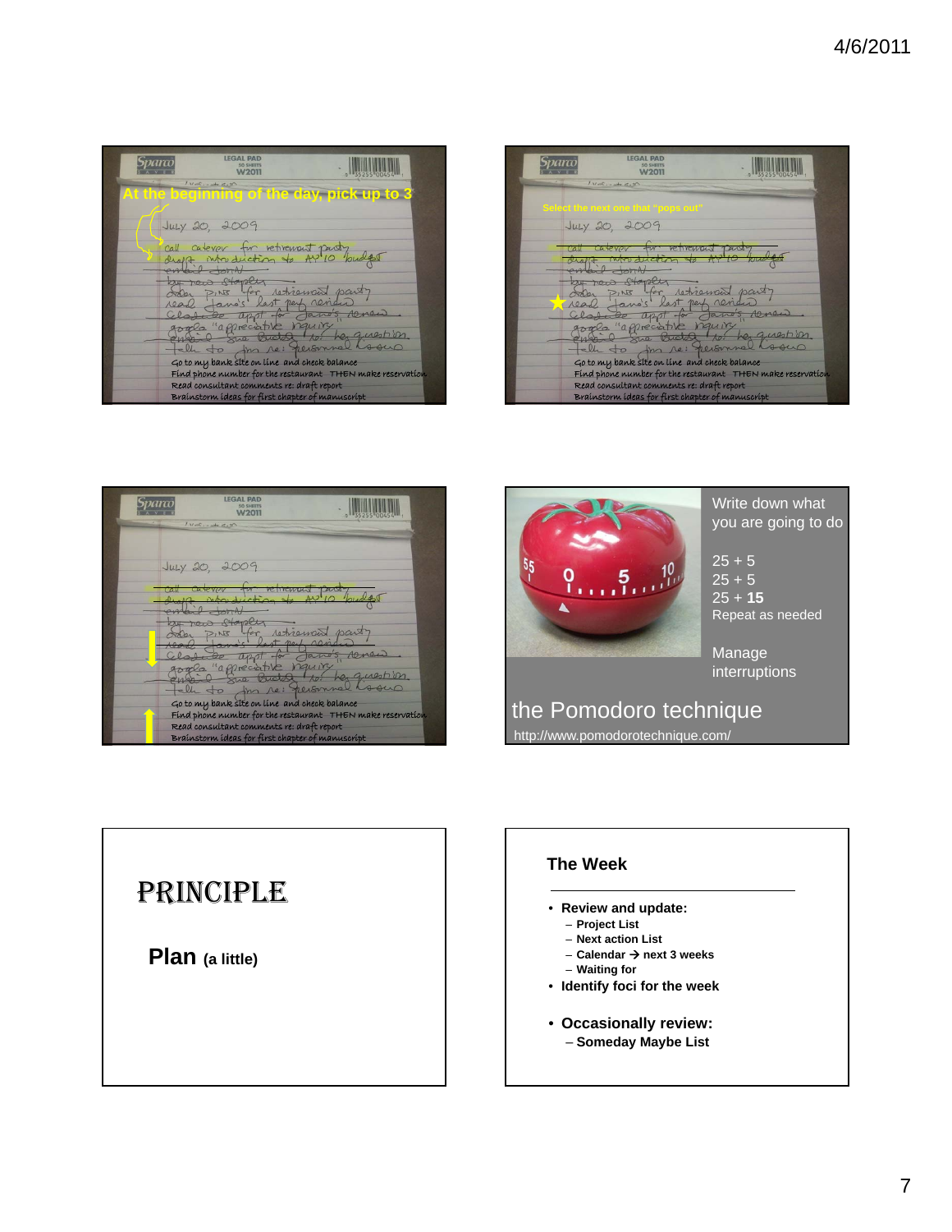At the beginning of the day, pick up to 3

July 20, 2009

Go to my bank site on line and check balance
Find phone number for the restaurant THEN make reservation
Read consultant comments re: draft report
Brainstorm ideas for first chapter of manuscript

Select the next one that "pops out"

July 20, 2009

Go to my bank site on line and check balance
Find phone number for the restaurant THEN make reservation
Read consultant comments re: draft report
Brainstorm ideas for first chapter of manuscript

July 20, 2009

Go to my bank site on line and check balance
Find phone number for the restaurant THEN make reservation
Read consultant comments re: draft report
Brainstorm ideas for first chapter of manuscript

Write down what you are going to do

25 + 5
25 + 5
25 + **15**
Repeat as needed

Manage interruptions

## the Pomodoro technique

http://www.pomodorotechnique.com/

# PRINCIPLE

**Plan** (a little)

### The Week

- **Review and update:**
  - **Project List**
  - **Next action List**
  - **Calendar → next 3 weeks**
  - **Waiting for**
- **Identify foci for the week**
- **Occasionally review:**
  - **Someday Maybe List**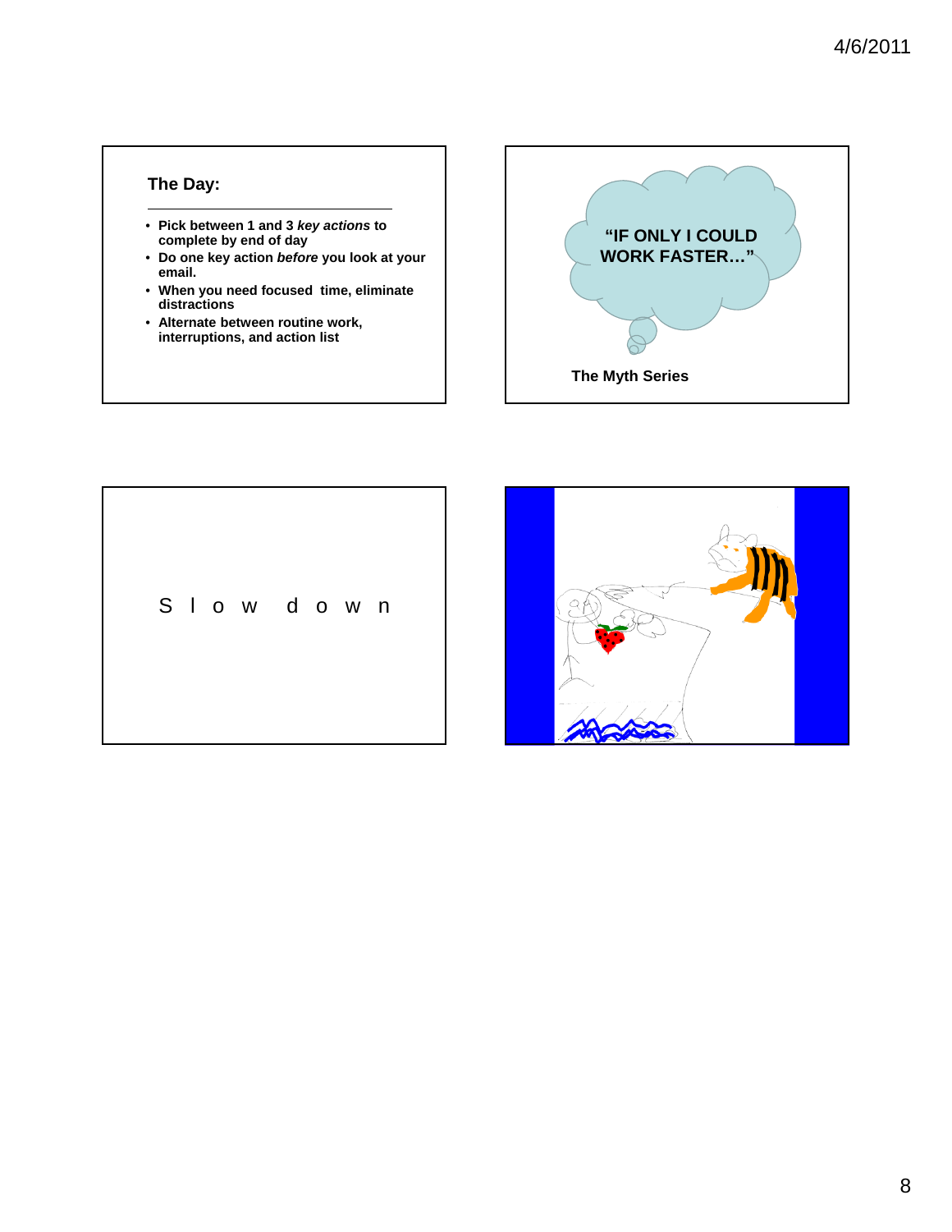## The Day:

- Pick between 1 and 3 ***key actions*** to complete by end of day
- Do one key action ***before*** you look at your email.
- When you need focused time, eliminate distractions
- Alternate between routine work, interruptions, and action list

**"IF ONLY I COULD WORK FASTER…"**

**The Myth Series**

S l o w d o w n